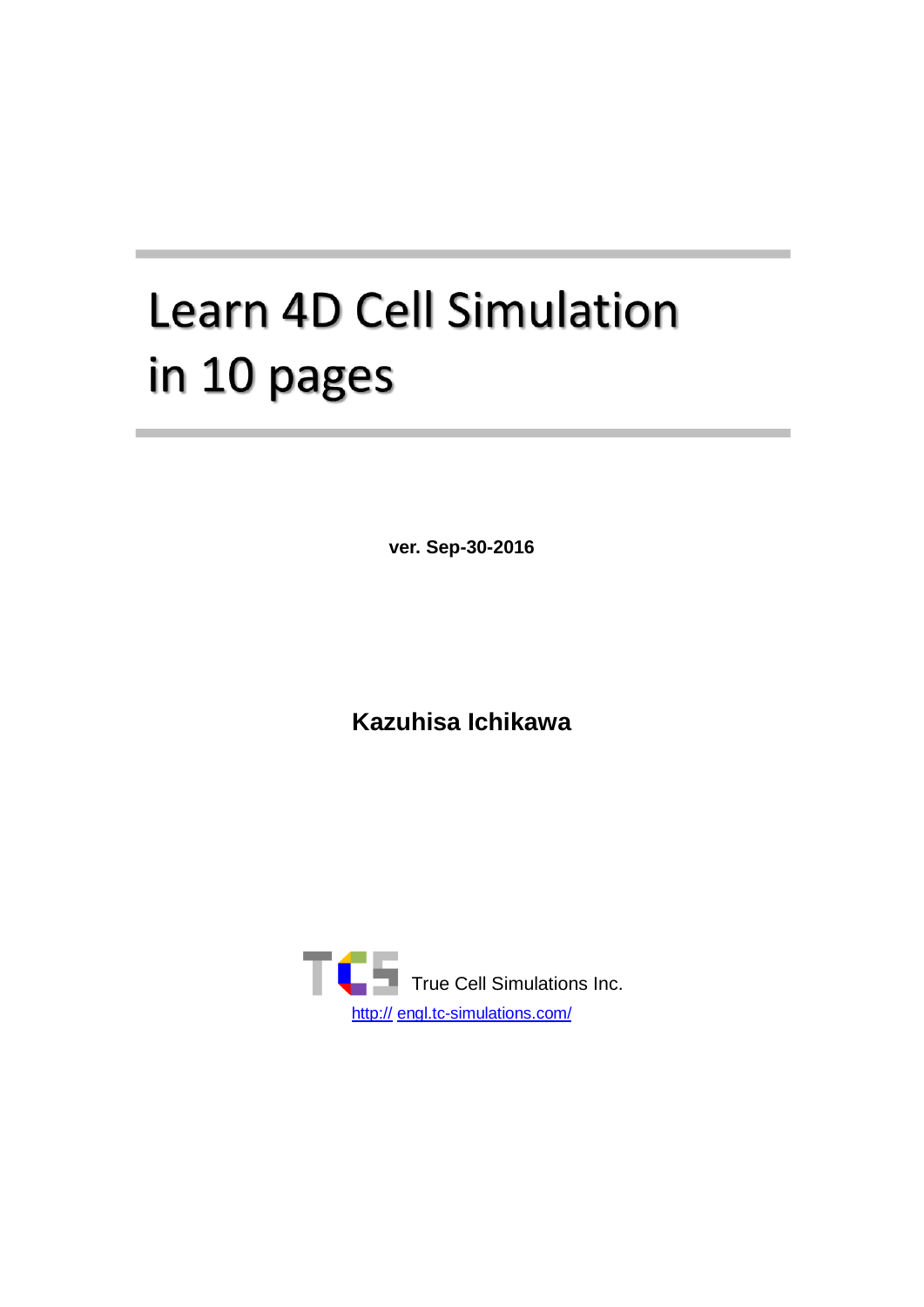# Learn 4D Cell Simulation in 10 pages

**ver. Sep-30-2016**

**Kazuhisa Ichikawa**

True Cell Simulations Inc.

http:// engl.tc-simulations.com/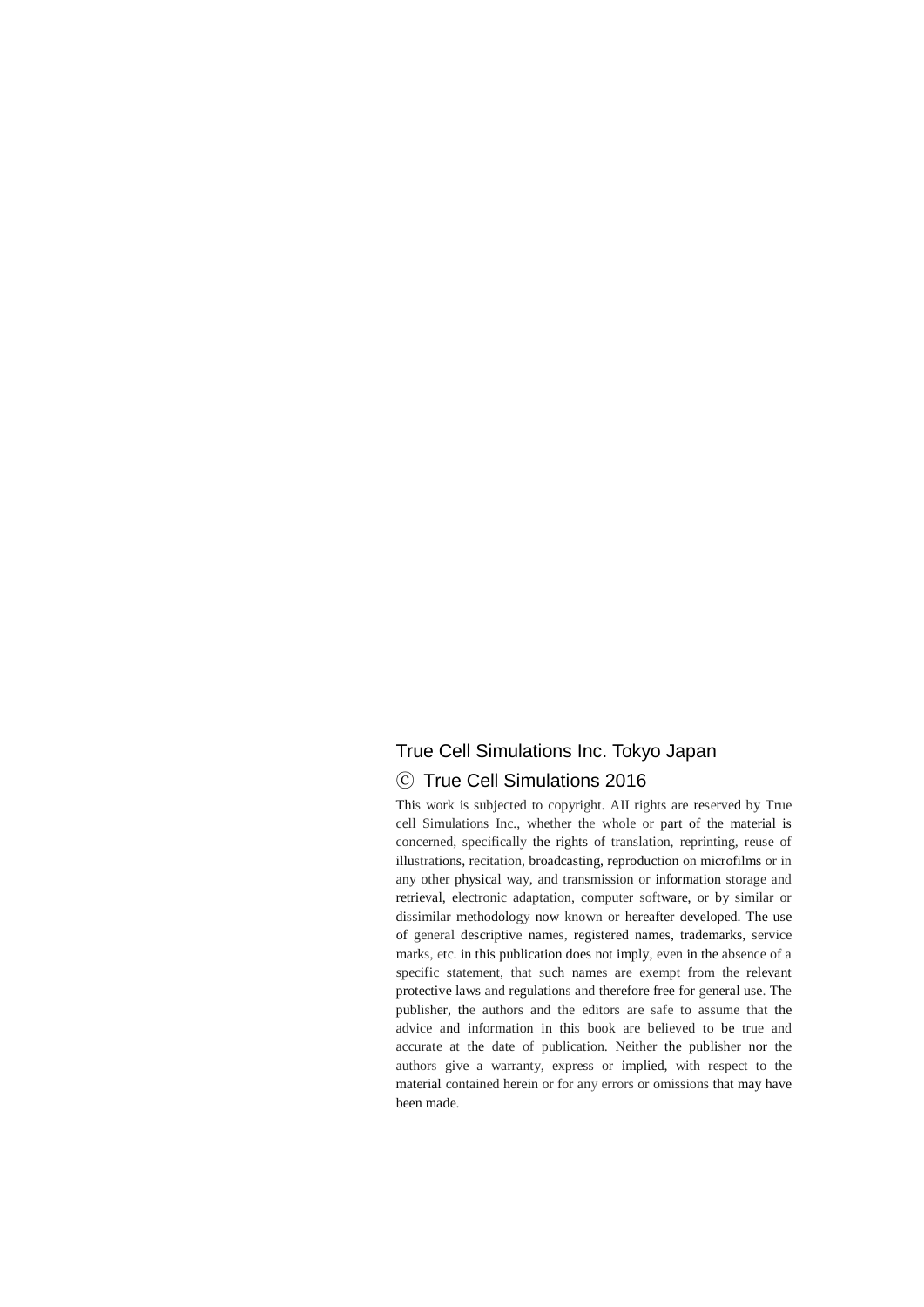True Cell Simulations Inc. Tokyo Japan

Ⓒ True Cell Simulations 2016

This work is subjected to copyright. AII rights are reserved by True cell Simulations Inc., whether the whole or part of the material is concerned, specifically the rights of translation, reprinting, reuse of illustrations, recitation, broadcasting, reproduction on microfilms or in any other physical way, and transmission or information storage and retrieval, electronic adaptation, computer software, or by similar or dissimilar methodology now known or hereafter developed. The use of general descriptive names, registered names, trademarks, service marks, etc. in this publication does not imply, even in the absence of a specific statement, that such names are exempt from the relevant protective laws and regulations and therefore free for general use. The publisher, the authors and the editors are safe to assume that the advice and information in this book are believed to be true and accurate at the date of publication. Neither the publisher nor the authors give a warranty, express or implied, with respect to the material contained herein or for any errors or omissions that may have been made.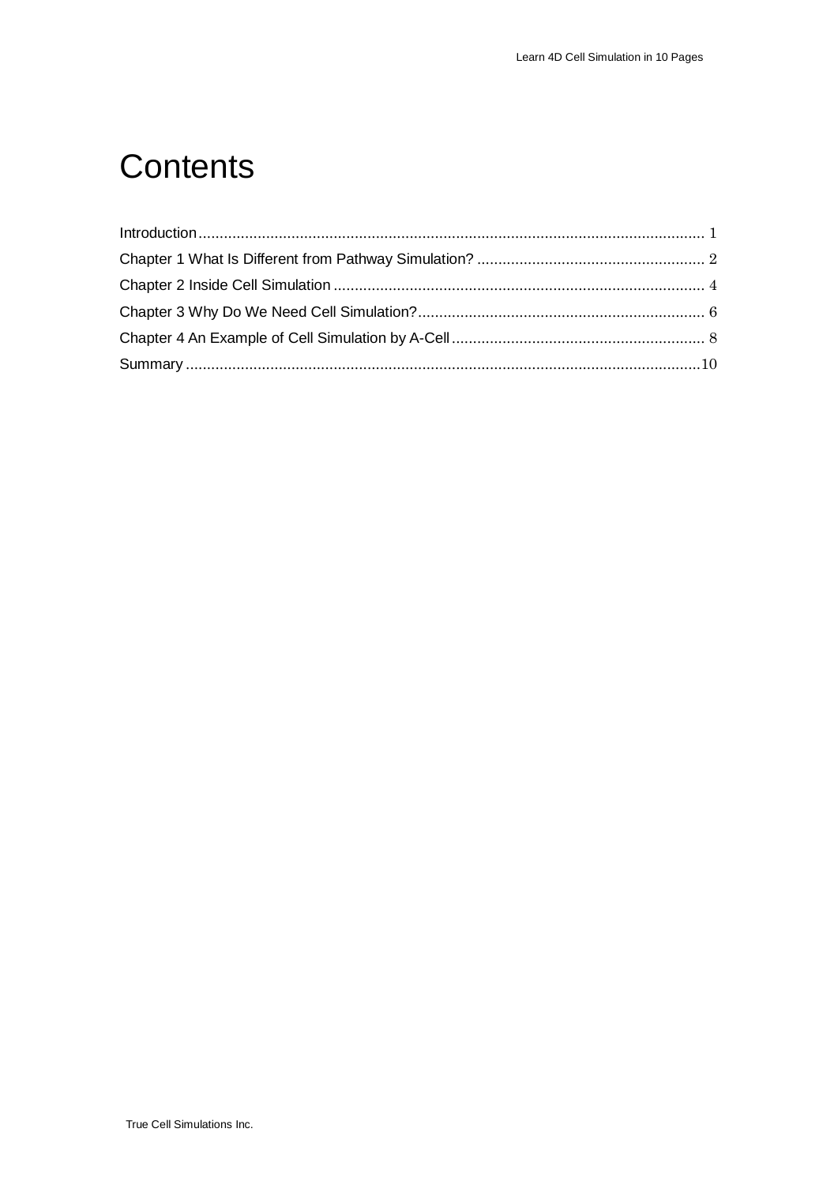# Contents

Introduction........................................................................................................................ 1
Chapter 1 What Is Different from Pathway Simulation? ...................................................... 2
Chapter 2 Inside Cell Simulation ........................................................................................ 4
Chapter 3 Why Do We Need Cell Simulation?.................................................................... 6
Chapter 4 An Example of Cell Simulation by A-Cell ............................................................ 8
Summary ..........................................................................................................................10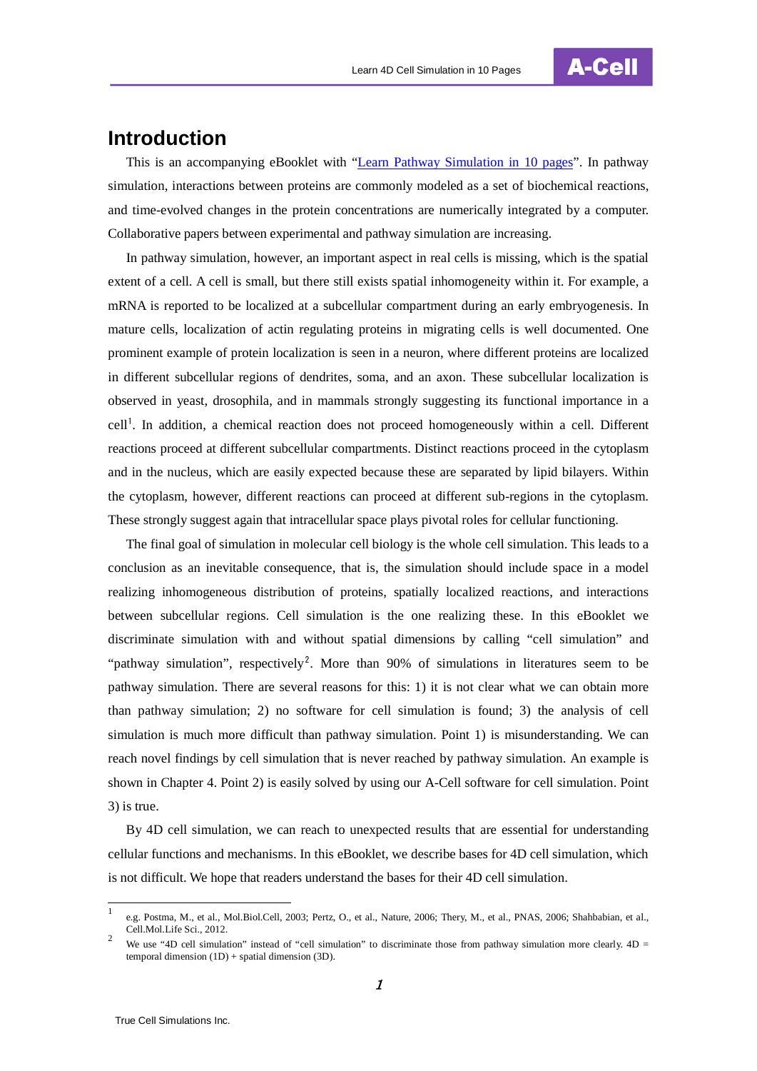# Introduction

This is an accompanying eBooklet with "[Learn Pathway Simulation in 10 pages]()". In pathway simulation, interactions between proteins are commonly modeled as a set of biochemical reactions, and time-evolved changes in the protein concentrations are numerically integrated by a computer. Collaborative papers between experimental and pathway simulation are increasing.

In pathway simulation, however, an important aspect in real cells is missing, which is the spatial extent of a cell. A cell is small, but there still exists spatial inhomogeneity within it. For example, a mRNA is reported to be localized at a subcellular compartment during an early embryogenesis. In mature cells, localization of actin regulating proteins in migrating cells is well documented. One prominent example of protein localization is seen in a neuron, where different proteins are localized in different subcellular regions of dendrites, soma, and an axon. These subcellular localization is observed in yeast, drosophila, and in mammals strongly suggesting its functional importance in a cell[1]. In addition, a chemical reaction does not proceed homogeneously within a cell. Different reactions proceed at different subcellular compartments. Distinct reactions proceed in the cytoplasm and in the nucleus, which are easily expected because these are separated by lipid bilayers. Within the cytoplasm, however, different reactions can proceed at different sub-regions in the cytoplasm. These strongly suggest again that intracellular space plays pivotal roles for cellular functioning.

The final goal of simulation in molecular cell biology is the whole cell simulation. This leads to a conclusion as an inevitable consequence, that is, the simulation should include space in a model realizing inhomogeneous distribution of proteins, spatially localized reactions, and interactions between subcellular regions. Cell simulation is the one realizing these. In this eBooklet we discriminate simulation with and without spatial dimensions by calling "cell simulation" and "pathway simulation", respectively[2]. More than 90% of simulations in literatures seem to be pathway simulation. There are several reasons for this: 1) it is not clear what we can obtain more than pathway simulation; 2) no software for cell simulation is found; 3) the analysis of cell simulation is much more difficult than pathway simulation. Point 1) is misunderstanding. We can reach novel findings by cell simulation that is never reached by pathway simulation. An example is shown in Chapter 4. Point 2) is easily solved by using our A-Cell software for cell simulation. Point 3) is true.

By 4D cell simulation, we can reach to unexpected results that are essential for understanding cellular functions and mechanisms. In this eBooklet, we describe bases for 4D cell simulation, which is not difficult. We hope that readers understand the bases for their 4D cell simulation.

---

[1] e.g. Postma, M., et al., Mol.Biol.Cell, 2003; Pertz, O., et al., Nature, 2006; Thery, M., et al., PNAS, 2006; Shahbabian, et al., Cell.Mol.Life Sci., 2012.

[2] We use "4D cell simulation" instead of "cell simulation" to discriminate those from pathway simulation more clearly. 4D = temporal dimension (1D) + spatial dimension (3D).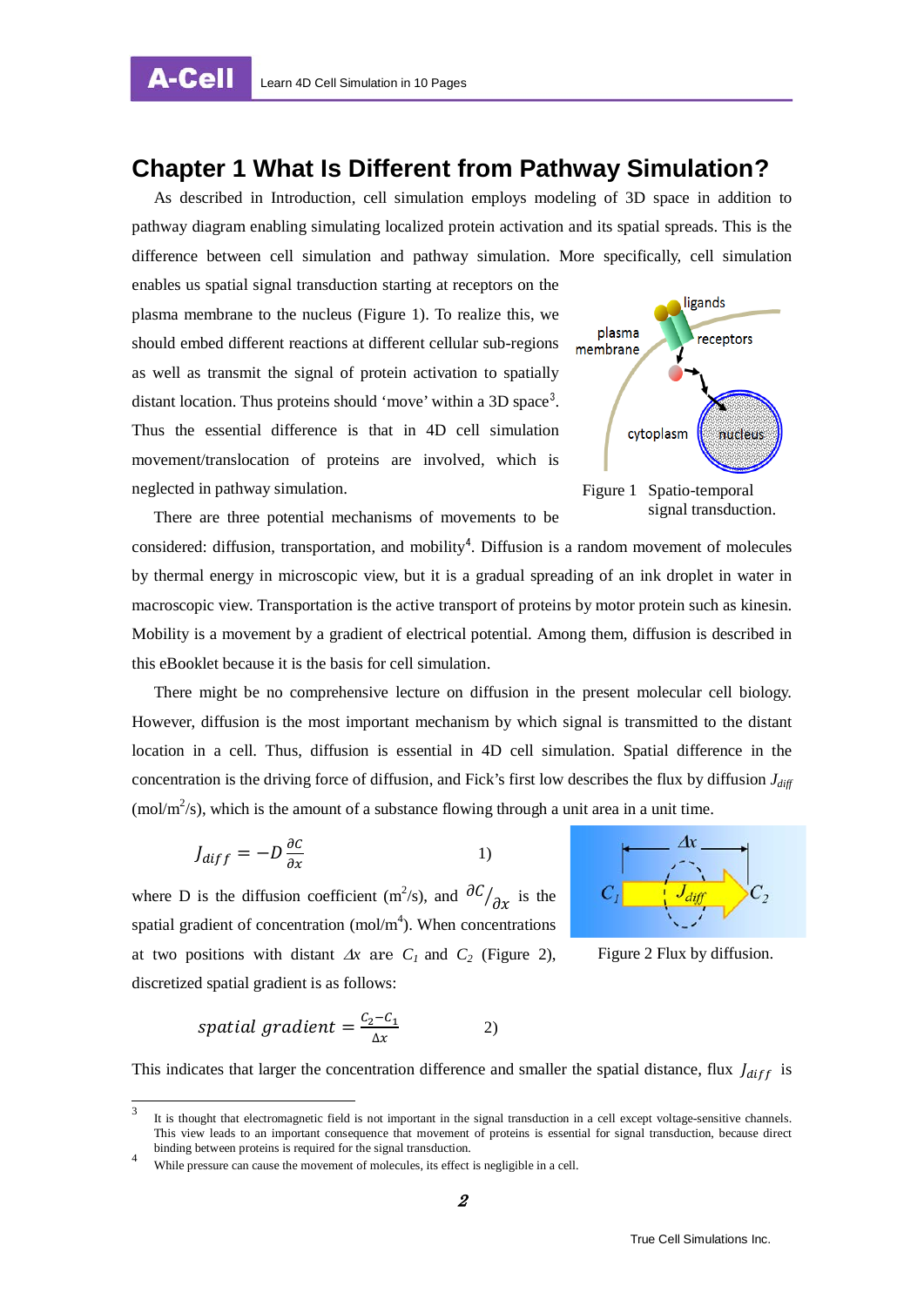# Chapter 1 What Is Different from Pathway Simulation?

As described in Introduction, cell simulation employs modeling of 3D space in addition to pathway diagram enabling simulating localized protein activation and its spatial spreads. This is the difference between cell simulation and pathway simulation. More specifically, cell simulation enables us spatial signal transduction starting at receptors on the plasma membrane to the nucleus (Figure 1). To realize this, we should embed different reactions at different cellular sub-regions as well as transmit the signal of protein activation to spatially distant location. Thus proteins should 'move' within a 3D space[3]. Thus the essential difference is that in 4D cell simulation movement/translocation of proteins are involved, which is neglected in pathway simulation.

Figure 1 Spatio-temporal signal transduction.

There are three potential mechanisms of movements to be considered: diffusion, transportation, and mobility[4]. Diffusion is a random movement of molecules by thermal energy in microscopic view, but it is a gradual spreading of an ink droplet in water in macroscopic view. Transportation is the active transport of proteins by motor protein such as kinesin. Mobility is a movement by a gradient of electrical potential. Among them, diffusion is described in this eBooklet because it is the basis for cell simulation.

There might be no comprehensive lecture on diffusion in the present molecular cell biology. However, diffusion is the most important mechanism by which signal is transmitted to the distant location in a cell. Thus, diffusion is essential in 4D cell simulation. Spatial difference in the concentration is the driving force of diffusion, and Fick's first low describes the flux by diffusion $J_{diff}$ (mol/m$^2$/s), which is the amount of a substance flowing through a unit area in a unit time.

$$J_{diff} = -D\frac{\partial C}{\partial x} \qquad 1)$$

where D is the diffusion coefficient (m$^2$/s), and $\partial C/_{\partial x}$ is the spatial gradient of concentration (mol/m$^4$). When concentrations at two positions with distant $\Delta x$ are $C_1$ and $C_2$ (Figure 2), discretized spatial gradient is as follows:

Figure 2 Flux by diffusion.

$$spatial\ gradient = \frac{C_2 - C_1}{\Delta x} \qquad 2)$$

This indicates that larger the concentration difference and smaller the spatial distance, flux $J_{diff}$ is

---

[3] It is thought that electromagnetic field is not important in the signal transduction in a cell except voltage-sensitive channels. This view leads to an important consequence that movement of proteins is essential for signal transduction, because direct binding between proteins is required for the signal transduction.

[4] While pressure can cause the movement of molecules, its effect is negligible in a cell.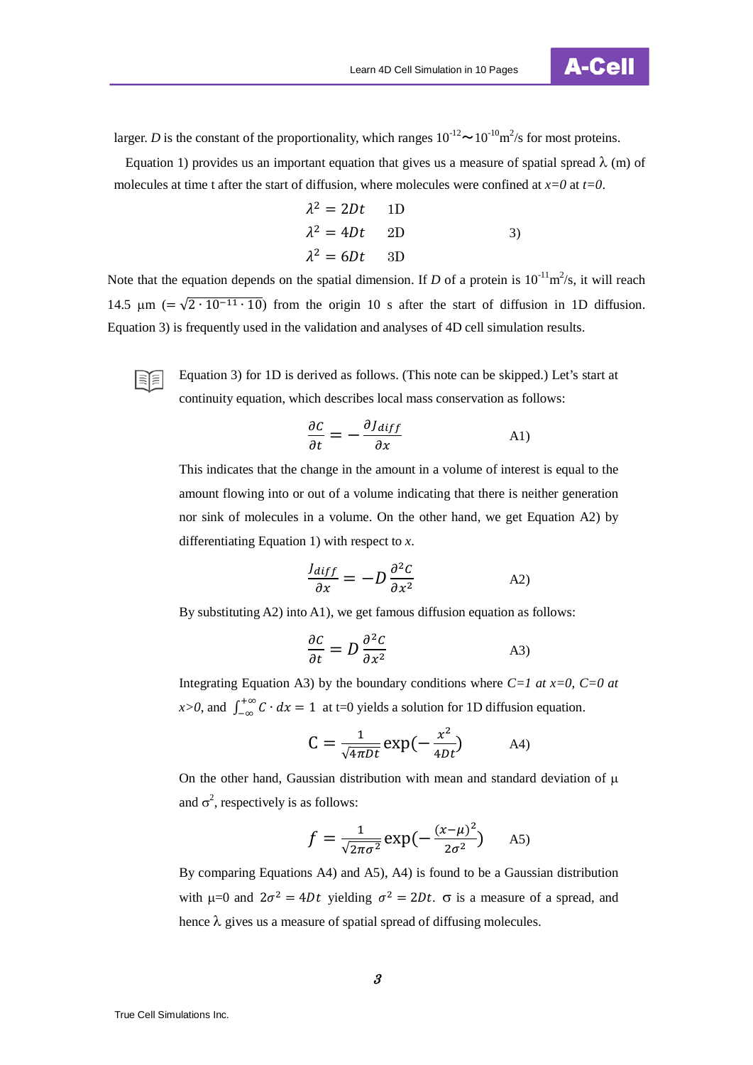larger. *D* is the constant of the proportionality, which ranges $10^{-12}$～$10^{-10}$ m$^2$/s for most proteins.

Equation 1) provides us an important equation that gives us a measure of spatial spread λ (m) of molecules at time t after the start of diffusion, where molecules were confined at *x=0* at *t=0*.

$$\lambda^2 = 2Dt \quad \text{1D}$$
$$\lambda^2 = 4Dt \quad \text{2D} \qquad \text{3)}$$
$$\lambda^2 = 6Dt \quad \text{3D}$$

Note that the equation depends on the spatial dimension. If *D* of a protein is $10^{-11}$ m$^2$/s, it will reach 14.5 μm ($= \sqrt{2 \cdot 10^{-11} \cdot 10}$) from the origin 10 s after the start of diffusion in 1D diffusion. Equation 3) is frequently used in the validation and analyses of 4D cell simulation results.

Equation 3) for 1D is derived as follows. (This note can be skipped.) Let's start at continuity equation, which describes local mass conservation as follows:

$$\frac{\partial C}{\partial t} = -\frac{\partial J_{diff}}{\partial x} \qquad \text{A1)}$$

This indicates that the change in the amount in a volume of interest is equal to the amount flowing into or out of a volume indicating that there is neither generation nor sink of molecules in a volume. On the other hand, we get Equation A2) by differentiating Equation 1) with respect to *x*.

$$\frac{J_{diff}}{\partial x} = -D\frac{\partial^2 C}{\partial x^2} \qquad \text{A2)}$$

By substituting A2) into A1), we get famous diffusion equation as follows:

$$\frac{\partial C}{\partial t} = D\frac{\partial^2 C}{\partial x^2} \qquad \text{A3)}$$

Integrating Equation A3) by the boundary conditions where *C=1 at x=0, C=0 at x>0*, and $\int_{-\infty}^{+\infty} C \cdot dx = 1$ at t=0 yields a solution for 1D diffusion equation.

$$\mathrm{C} = \frac{1}{\sqrt{4\pi Dt}}\exp\left(-\frac{x^2}{4Dt}\right) \qquad \text{A4)}$$

On the other hand, Gaussian distribution with mean and standard deviation of μ and $\sigma^2$, respectively is as follows:

$$f = \frac{1}{\sqrt{2\pi\sigma^2}}\exp\left(-\frac{(x-\mu)^2}{2\sigma^2}\right) \qquad \text{A5)}$$

By comparing Equations A4) and A5), A4) is found to be a Gaussian distribution with μ=0 and $2\sigma^2 = 4Dt$ yielding $\sigma^2 = 2Dt$. σ is a measure of a spread, and hence λ gives us a measure of spatial spread of diffusing molecules.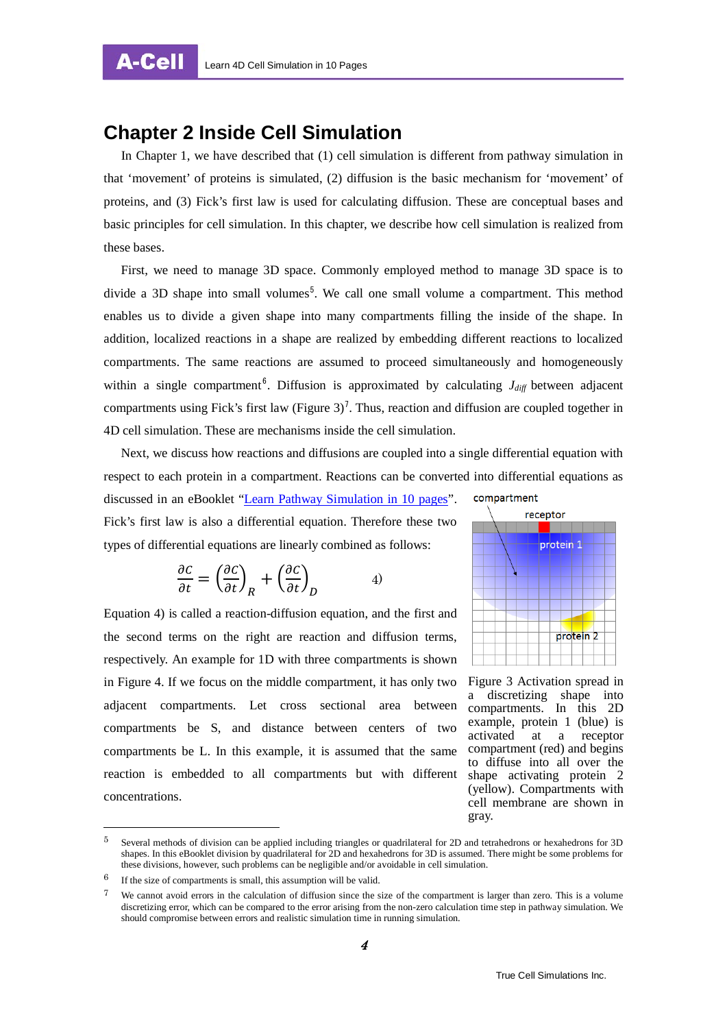# Chapter 2 Inside Cell Simulation

In Chapter 1, we have described that (1) cell simulation is different from pathway simulation in that 'movement' of proteins is simulated, (2) diffusion is the basic mechanism for 'movement' of proteins, and (3) Fick's first law is used for calculating diffusion. These are conceptual bases and basic principles for cell simulation. In this chapter, we describe how cell simulation is realized from these bases.

First, we need to manage 3D space. Commonly employed method to manage 3D space is to divide a 3D shape into small volumes[5]. We call one small volume a compartment. This method enables us to divide a given shape into many compartments filling the inside of the shape. In addition, localized reactions in a shape are realized by embedding different reactions to localized compartments. The same reactions are assumed to proceed simultaneously and homogeneously within a single compartment[6]. Diffusion is approximated by calculating $J_{diff}$ between adjacent compartments using Fick's first law (Figure 3)[7]. Thus, reaction and diffusion are coupled together in 4D cell simulation. These are mechanisms inside the cell simulation.

Next, we discuss how reactions and diffusions are coupled into a single differential equation with respect to each protein in a compartment. Reactions can be converted into differential equations as discussed in an eBooklet "Learn Pathway Simulation in 10 pages". Fick's first law is also a differential equation. Therefore these two types of differential equations are linearly combined as follows:

$$\frac{\partial c}{\partial t} = \left(\frac{\partial c}{\partial t}\right)_R + \left(\frac{\partial c}{\partial t}\right)_D \qquad 4)$$

Equation 4) is called a reaction-diffusion equation, and the first and the second terms on the right are reaction and diffusion terms, respectively. An example for 1D with three compartments is shown in Figure 4. If we focus on the middle compartment, it has only two adjacent compartments. Let cross sectional area between compartments be S, and distance between centers of two compartments be L. In this example, it is assumed that the same reaction is embedded to all compartments but with different concentrations.

Figure 3 Activation spread in a discretizing shape into compartments. In this 2D example, protein 1 (blue) is activated at a receptor compartment (red) and begins to diffuse into all over the shape activating protein 2 (yellow). Compartments with cell membrane are shown in gray.

---

[5] Several methods of division can be applied including triangles or quadrilateral for 2D and tetrahedrons or hexahedrons for 3D shapes. In this eBooklet division by quadrilateral for 2D and hexahedrons for 3D is assumed. There might be some problems for these divisions, however, such problems can be negligible and/or avoidable in cell simulation.

[6] If the size of compartments is small, this assumption will be valid.

[7] We cannot avoid errors in the calculation of diffusion since the size of the compartment is larger than zero. This is a volume discretizing error, which can be compared to the error arising from the non-zero calculation time step in pathway simulation. We should compromise between errors and realistic simulation time in running simulation.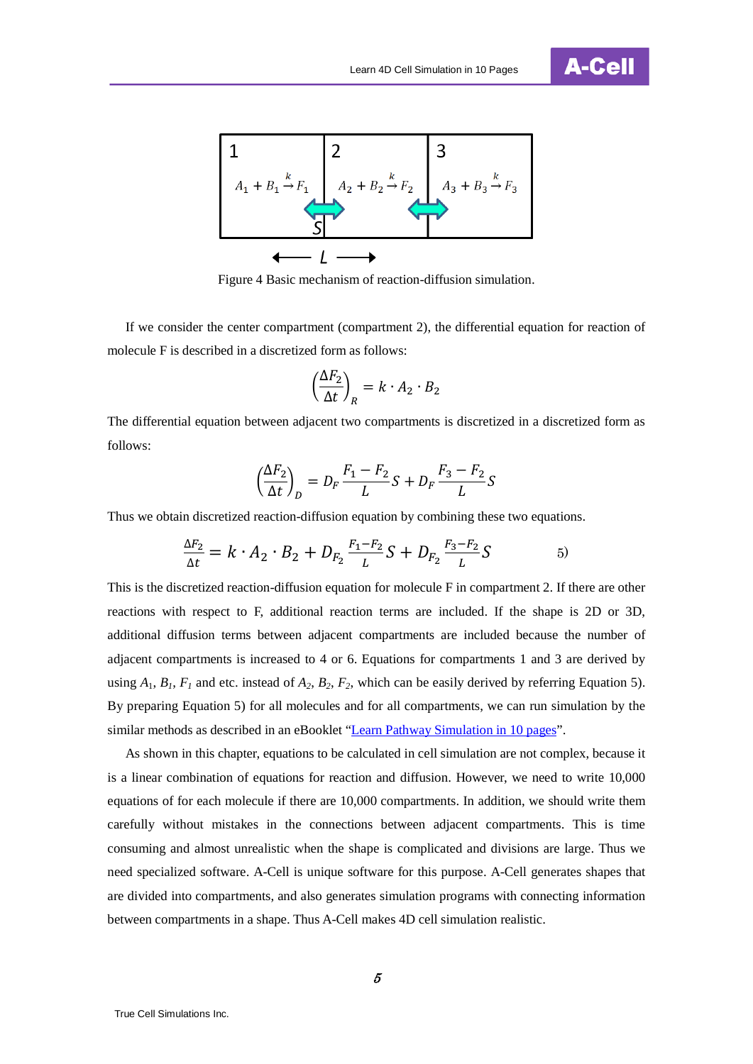Figure 4 Basic mechanism of reaction-diffusion simulation.

If we consider the center compartment (compartment 2), the differential equation for reaction of molecule F is described in a discretized form as follows:

$$\left(\frac{\Delta F_2}{\Delta t}\right)_R = k \cdot A_2 \cdot B_2$$

The differential equation between adjacent two compartments is discretized in a discretized form as follows:

$$\left(\frac{\Delta F_2}{\Delta t}\right)_D = D_F \frac{F_1 - F_2}{L} S + D_F \frac{F_3 - F_2}{L} S$$

Thus we obtain discretized reaction-diffusion equation by combining these two equations.

$$\frac{\Delta F_2}{\Delta t} = k \cdot A_2 \cdot B_2 + D_{F_2} \frac{F_1 - F_2}{L} S + D_{F_2} \frac{F_3 - F_2}{L} S \qquad 5)$$

This is the discretized reaction-diffusion equation for molecule F in compartment 2. If there are other reactions with respect to F, additional reaction terms are included. If the shape is 2D or 3D, additional diffusion terms between adjacent compartments are included because the number of adjacent compartments is increased to 4 or 6. Equations for compartments 1 and 3 are derived by using $A_1$, $B_1$, $F_1$ and etc. instead of $A_2$, $B_2$, $F_2$, which can be easily derived by referring Equation 5). By preparing Equation 5) for all molecules and for all compartments, we can run simulation by the similar methods as described in an eBooklet "Learn Pathway Simulation in 10 pages".

As shown in this chapter, equations to be calculated in cell simulation are not complex, because it is a linear combination of equations for reaction and diffusion. However, we need to write 10,000 equations of for each molecule if there are 10,000 compartments. In addition, we should write them carefully without mistakes in the connections between adjacent compartments. This is time consuming and almost unrealistic when the shape is complicated and divisions are large. Thus we need specialized software. A-Cell is unique software for this purpose. A-Cell generates shapes that are divided into compartments, and also generates simulation programs with connecting information between compartments in a shape. Thus A-Cell makes 4D cell simulation realistic.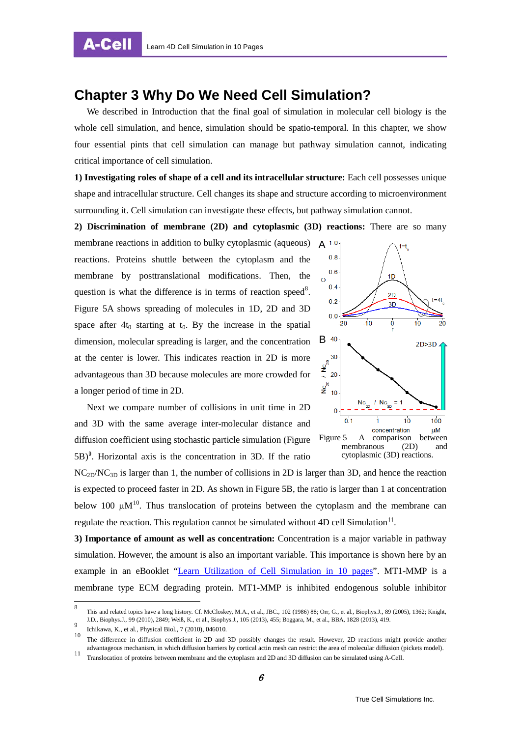# Chapter 3 Why Do We Need Cell Simulation?

We described in Introduction that the final goal of simulation in molecular cell biology is the whole cell simulation, and hence, simulation should be spatio-temporal. In this chapter, we show four essential pints that cell simulation can manage but pathway simulation cannot, indicating critical importance of cell simulation.

**1) Investigating roles of shape of a cell and its intracellular structure:** Each cell possesses unique shape and intracellular structure. Cell changes its shape and structure according to microenvironment surrounding it. Cell simulation can investigate these effects, but pathway simulation cannot.

**2) Discrimination of membrane (2D) and cytoplasmic (3D) reactions:** There are so many membrane reactions in addition to bulky cytoplasmic (aqueous) reactions. Proteins shuttle between the cytoplasm and the membrane by posttranslational modifications. Then, the question is what the difference is in terms of reaction speed[8]. Figure 5A shows spreading of molecules in 1D, 2D and 3D space after $4t_0$ starting at $t_0$. By the increase in the spatial dimension, molecular spreading is larger, and the concentration at the center is lower. This indicates reaction in 2D is more advantageous than 3D because molecules are more crowded for a longer period of time in 2D.

Next we compare number of collisions in unit time in 2D and 3D with the same average inter-molecular distance and diffusion coefficient using stochastic particle simulation (Figure 5B)[9]. Horizontal axis is the concentration in 3D. If the ratio $NC_{2D}/NC_{3D}$ is larger than 1, the number of collisions in 2D is larger than 3D, and hence the reaction is expected to proceed faster in 2D. As shown in Figure 5B, the ratio is larger than 1 at concentration below 100 μM[10]. Thus translocation of proteins between the cytoplasm and the membrane can regulate the reaction. This regulation cannot be simulated without 4D cell Simulation[11].

Figure 5 A comparison between membranous (2D) and cytoplasmic (3D) reactions.

**3) Importance of amount as well as concentration:** Concentration is a major variable in pathway simulation. However, the amount is also an important variable. This importance is shown here by an example in an eBooklet "Learn Utilization of Cell Simulation in 10 pages". MT1-MMP is a membrane type ECM degrading protein. MT1-MMP is inhibited endogenous soluble inhibitor

---

[8] This and related topics have a long history. Cf. McCloskey, M.A., et al., JBC., 102 (1986) 88; Orr, G., et al., Biophys.J., 89 (2005), 1362; Knight, J.D., Biophys.J., 99 (2010), 2849; Weiß, K., et al., Biophys.J., 105 (2013), 455; Boggara, M., et al., BBA, 1828 (2013), 419.

[9] Ichikawa, K., et al., Physical Biol., 7 (2010), 046010.

[10] The difference in diffusion coefficient in 2D and 3D possibly changes the result. However, 2D reactions might provide another advantageous mechanism, in which diffusion barriers by cortical actin mesh can restrict the area of molecular diffusion (pickets model).

[11] Translocation of proteins between membrane and the cytoplasm and 2D and 3D diffusion can be simulated using A-Cell.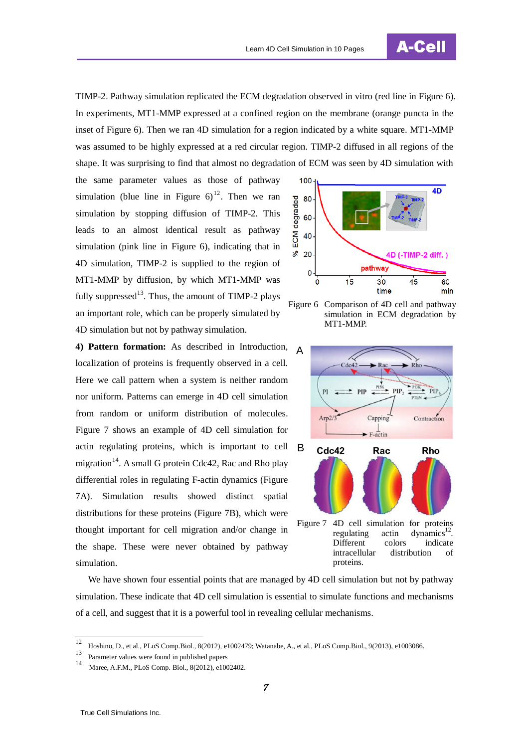TIMP-2. Pathway simulation replicated the ECM degradation observed in vitro (red line in Figure 6). In experiments, MT1-MMP expressed at a confined region on the membrane (orange puncta in the inset of Figure 6). Then we ran 4D simulation for a region indicated by a white square. MT1-MMP was assumed to be highly expressed at a red circular region. TIMP-2 diffused in all regions of the shape. It was surprising to find that almost no degradation of ECM was seen by 4D simulation with the same parameter values as those of pathway simulation (blue line in Figure 6)[12]. Then we ran simulation by stopping diffusion of TIMP-2. This leads to an almost identical result as pathway simulation (pink line in Figure 6), indicating that in 4D simulation, TIMP-2 is supplied to the region of MT1-MMP by diffusion, by which MT1-MMP was fully suppressed[13]. Thus, the amount of TIMP-2 plays an important role, which can be properly simulated by 4D simulation but not by pathway simulation.

Figure 6 Comparison of 4D cell and pathway simulation in ECM degradation by MT1-MMP.

**4) Pattern formation:** As described in Introduction, localization of proteins is frequently observed in a cell. Here we call pattern when a system is neither random nor uniform. Patterns can emerge in 4D cell simulation from random or uniform distribution of molecules. Figure 7 shows an example of 4D cell simulation for actin regulating proteins, which is important to cell migration[14]. A small G protein Cdc42, Rac and Rho play differential roles in regulating F-actin dynamics (Figure 7A). Simulation results showed distinct spatial distributions for these proteins (Figure 7B), which were thought important for cell migration and/or change in the shape. These were never obtained by pathway simulation.

Figure 7 4D cell simulation for proteins regulating actin dynamics[12]. Different colors indicate intracellular distribution of proteins.

We have shown four essential points that are managed by 4D cell simulation but not by pathway simulation. These indicate that 4D cell simulation is essential to simulate functions and mechanisms of a cell, and suggest that it is a powerful tool in revealing cellular mechanisms.

---

[12] Hoshino, D., et al., PLoS Comp.Biol., 8(2012), e1002479; Watanabe, A., et al., PLoS Comp.Biol., 9(2013), e1003086.

[13] Parameter values were found in published papers

[14] Maree, A.F.M., PLoS Comp. Biol., 8(2012), e1002402.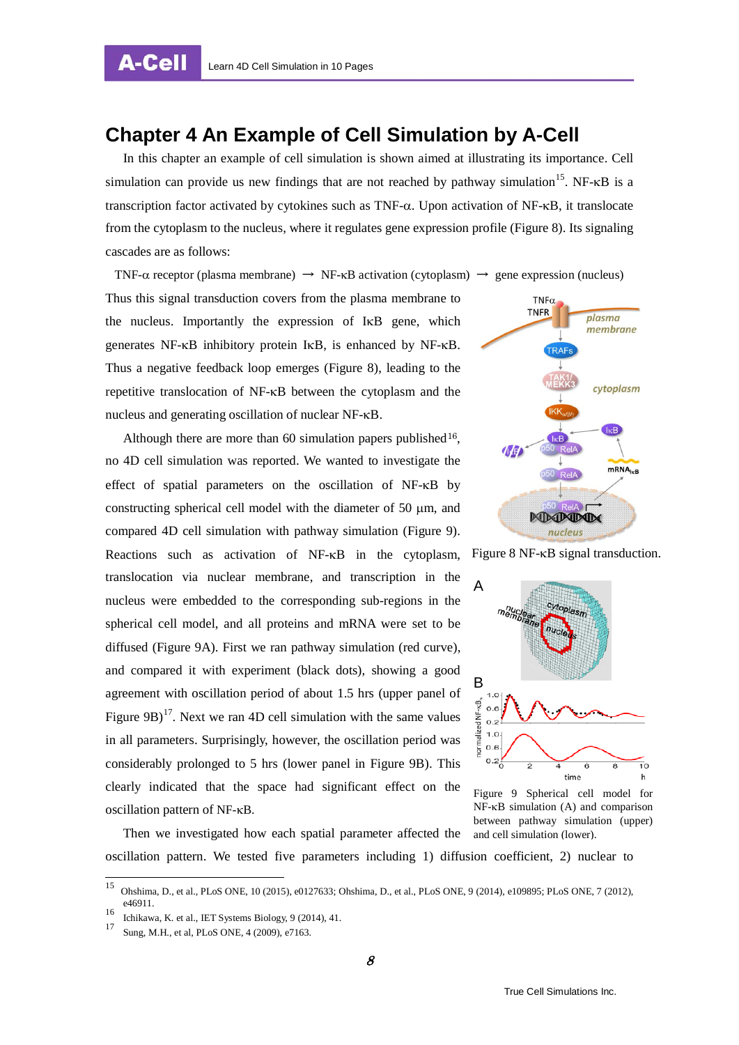# Chapter 4 An Example of Cell Simulation by A-Cell

In this chapter an example of cell simulation is shown aimed at illustrating its importance. Cell simulation can provide us new findings that are not reached by pathway simulation[15]. NF-κB is a transcription factor activated by cytokines such as TNF-α. Upon activation of NF-κB, it translocate from the cytoplasm to the nucleus, where it regulates gene expression profile (Figure 8). Its signaling cascades are as follows:

TNF-α receptor (plasma membrane) → NF-κB activation (cytoplasm) → gene expression (nucleus)

Thus this signal transduction covers from the plasma membrane to the nucleus. Importantly the expression of IκB gene, which generates NF-κB inhibitory protein IκB, is enhanced by NF-κB. Thus a negative feedback loop emerges (Figure 8), leading to the repetitive translocation of NF-κB between the cytoplasm and the nucleus and generating oscillation of nuclear NF-κB.

Figure 8 NF-κB signal transduction.

Although there are more than 60 simulation papers published[16], no 4D cell simulation was reported. We wanted to investigate the effect of spatial parameters on the oscillation of NF-κB by constructing spherical cell model with the diameter of 50 μm, and compared 4D cell simulation with pathway simulation (Figure 9). Reactions such as activation of NF-κB in the cytoplasm, translocation via nuclear membrane, and transcription in the nucleus were embedded to the corresponding sub-regions in the spherical cell model, and all proteins and mRNA were set to be diffused (Figure 9A). First we ran pathway simulation (red curve), and compared it with experiment (black dots), showing a good agreement with oscillation period of about 1.5 hrs (upper panel of Figure 9B)[17]. Next we ran 4D cell simulation with the same values in all parameters. Surprisingly, however, the oscillation period was considerably prolonged to 5 hrs (lower panel in Figure 9B). This clearly indicated that the space had significant effect on the oscillation pattern of NF-κB.

Figure 9 Spherical cell model for NF-κB simulation (A) and comparison between pathway simulation (upper) and cell simulation (lower).

Then we investigated how each spatial parameter affected the oscillation pattern. We tested five parameters including 1) diffusion coefficient, 2) nuclear to

---

[15] Ohshima, D., et al., PLoS ONE, 10 (2015), e0127633; Ohshima, D., et al., PLoS ONE, 9 (2014), e109895; PLoS ONE, 7 (2012), e46911.

[16] Ichikawa, K. et al., IET Systems Biology, 9 (2014), 41.

[17] Sung, M.H., et al, PLoS ONE, 4 (2009), e7163.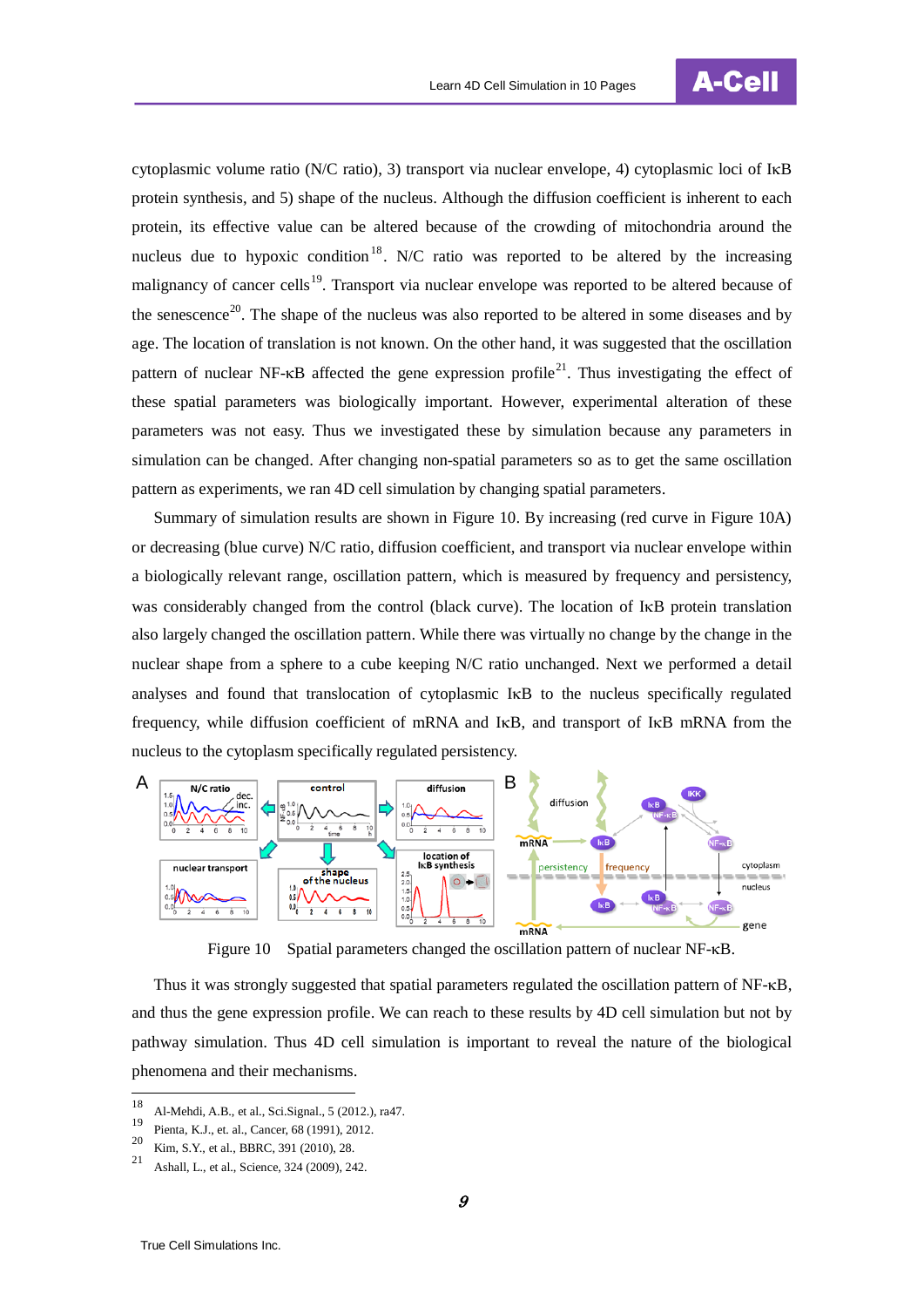cytoplasmic volume ratio (N/C ratio), 3) transport via nuclear envelope, 4) cytoplasmic loci of IκB protein synthesis, and 5) shape of the nucleus. Although the diffusion coefficient is inherent to each protein, its effective value can be altered because of the crowding of mitochondria around the nucleus due to hypoxic condition[18]. N/C ratio was reported to be altered by the increasing malignancy of cancer cells[19]. Transport via nuclear envelope was reported to be altered because of the senescence[20]. The shape of the nucleus was also reported to be altered in some diseases and by age. The location of translation is not known. On the other hand, it was suggested that the oscillation pattern of nuclear NF-κB affected the gene expression profile[21]. Thus investigating the effect of these spatial parameters was biologically important. However, experimental alteration of these parameters was not easy. Thus we investigated these by simulation because any parameters in simulation can be changed. After changing non-spatial parameters so as to get the same oscillation pattern as experiments, we ran 4D cell simulation by changing spatial parameters.

Summary of simulation results are shown in Figure 10. By increasing (red curve in Figure 10A) or decreasing (blue curve) N/C ratio, diffusion coefficient, and transport via nuclear envelope within a biologically relevant range, oscillation pattern, which is measured by frequency and persistency, was considerably changed from the control (black curve). The location of IκB protein translation also largely changed the oscillation pattern. While there was virtually no change by the change in the nuclear shape from a sphere to a cube keeping N/C ratio unchanged. Next we performed a detail analyses and found that translocation of cytoplasmic IκB to the nucleus specifically regulated frequency, while diffusion coefficient of mRNA and IκB, and transport of IκB mRNA from the nucleus to the cytoplasm specifically regulated persistency.

Figure 10 Spatial parameters changed the oscillation pattern of nuclear NF-κB.

Thus it was strongly suggested that spatial parameters regulated the oscillation pattern of NF-κB, and thus the gene expression profile. We can reach to these results by 4D cell simulation but not by pathway simulation. Thus 4D cell simulation is important to reveal the nature of the biological phenomena and their mechanisms.

---

[18] Al-Mehdi, A.B., et al., Sci.Signal., 5 (2012.), ra47.
[19] Pienta, K.J., et. al., Cancer, 68 (1991), 2012.
[20] Kim, S.Y., et al., BBRC, 391 (2010), 28.
[21] Ashall, L., et al., Science, 324 (2009), 242.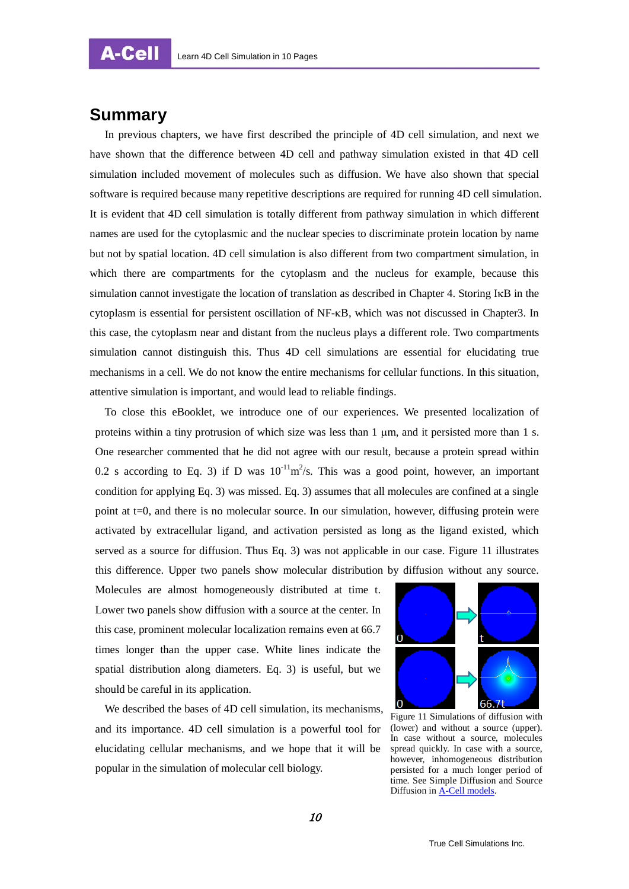## Summary

In previous chapters, we have first described the principle of 4D cell simulation, and next we have shown that the difference between 4D cell and pathway simulation existed in that 4D cell simulation included movement of molecules such as diffusion. We have also shown that special software is required because many repetitive descriptions are required for running 4D cell simulation. It is evident that 4D cell simulation is totally different from pathway simulation in which different names are used for the cytoplasmic and the nuclear species to discriminate protein location by name but not by spatial location. 4D cell simulation is also different from two compartment simulation, in which there are compartments for the cytoplasm and the nucleus for example, because this simulation cannot investigate the location of translation as described in Chapter 4. Storing IκB in the cytoplasm is essential for persistent oscillation of NF-κB, which was not discussed in Chapter3. In this case, the cytoplasm near and distant from the nucleus plays a different role. Two compartments simulation cannot distinguish this. Thus 4D cell simulations are essential for elucidating true mechanisms in a cell. We do not know the entire mechanisms for cellular functions. In this situation, attentive simulation is important, and would lead to reliable findings.

To close this eBooklet, we introduce one of our experiences. We presented localization of proteins within a tiny protrusion of which size was less than 1 μm, and it persisted more than 1 s. One researcher commented that he did not agree with our result, because a protein spread within 0.2 s according to Eq. 3) if D was $10^{-11}$ m$^2$/s. This was a good point, however, an important condition for applying Eq. 3) was missed. Eq. 3) assumes that all molecules are confined at a single point at t=0, and there is no molecular source. In our simulation, however, diffusing protein were activated by extracellular ligand, and activation persisted as long as the ligand existed, which served as a source for diffusion. Thus Eq. 3) was not applicable in our case. Figure 11 illustrates this difference. Upper two panels show molecular distribution by diffusion without any source. Molecules are almost homogeneously distributed at time t. Lower two panels show diffusion with a source at the center. In this case, prominent molecular localization remains even at 66.7 times longer than the upper case. White lines indicate the spatial distribution along diameters. Eq. 3) is useful, but we should be careful in its application.

Figure 11 Simulations of diffusion with (lower) and without a source (upper). In case without a source, molecules spread quickly. In case with a source, however, inhomogeneous distribution persisted for a much longer period of time. See Simple Diffusion and Source Diffusion in A-Cell models.

We described the bases of 4D cell simulation, its mechanisms, and its importance. 4D cell simulation is a powerful tool for elucidating cellular mechanisms, and we hope that it will be popular in the simulation of molecular cell biology.